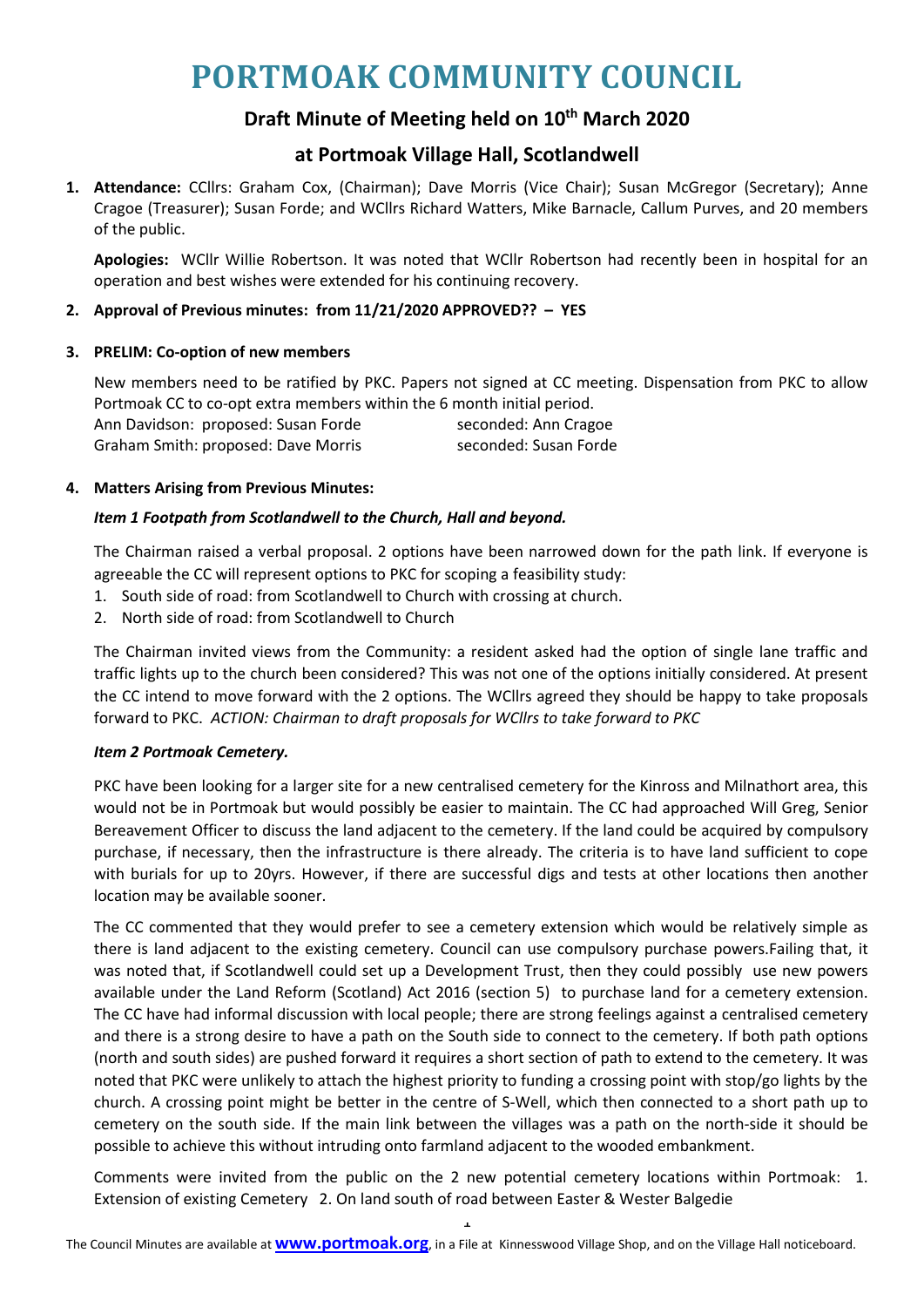# PORTMOAK COMMUNITY COUNCIL

## Draft Minute of Meeting held on 10th March 2020

## at Portmoak Village Hall, Scotlandwell

1. **Attendance:** CCllrs: Graham Cox, (Chairman); Dave Morris (Vice Chair); Susan McGregor (Secretary); Anne Cragoe (Treasurer); Susan Forde; and WCllrs Richard Watters, Mike Barnacle, Callum Purves, and 20 members of the public.

   **Apologies:** WCllr Willie Robertson. It was noted that WCllr Robertson had recently been in hospital for an operation and best wishes were extended for his continuing recovery.

2. **Approval of Previous minutes: from 11/21/2020 APPROVED?? – YES**

3. **PRELIM: Co-option of new members**

   New members need to be ratified by PKC. Papers not signed at CC meeting. Dispensation from PKC to allow Portmoak CC to co-opt extra members within the 6 month initial period.

   Ann Davidson: proposed: Susan Forde seconded: Ann Cragoe
   Graham Smith: proposed: Dave Morris seconded: Susan Forde

4. **Matters Arising from Previous Minutes:**

   ***Item 1 Footpath from Scotlandwell to the Church, Hall and beyond.***

   The Chairman raised a verbal proposal. 2 options have been narrowed down for the path link. If everyone is agreeable the CC will represent options to PKC for scoping a feasibility study:

   1. South side of road: from Scotlandwell to Church with crossing at church.
   2. North side of road: from Scotlandwell to Church

   The Chairman invited views from the Community: a resident asked had the option of single lane traffic and traffic lights up to the church been considered? This was not one of the options initially considered. At present the CC intend to move forward with the 2 options. The WCllrs agreed they should be happy to take proposals forward to PKC. *ACTION: Chairman to draft proposals for WCllrs to take forward to PKC*

   ***Item 2 Portmoak Cemetery.***

   PKC have been looking for a larger site for a new centralised cemetery for the Kinross and Milnathort area, this would not be in Portmoak but would possibly be easier to maintain. The CC had approached Will Greg, Senior Bereavement Officer to discuss the land adjacent to the cemetery. If the land could be acquired by compulsory purchase, if necessary, then the infrastructure is there already. The criteria is to have land sufficient to cope with burials for up to 20yrs. However, if there are successful digs and tests at other locations then another location may be available sooner.

   The CC commented that they would prefer to see a cemetery extension which would be relatively simple as there is land adjacent to the existing cemetery. Council can use compulsory purchase powers.Failing that, it was noted that, if Scotlandwell could set up a Development Trust, then they could possibly use new powers available under the Land Reform (Scotland) Act 2016 (section 5) to purchase land for a cemetery extension. The CC have had informal discussion with local people; there are strong feelings against a centralised cemetery and there is a strong desire to have a path on the South side to connect to the cemetery. If both path options (north and south sides) are pushed forward it requires a short section of path to extend to the cemetery. It was noted that PKC were unlikely to attach the highest priority to funding a crossing point with stop/go lights by the church. A crossing point might be better in the centre of S-Well, which then connected to a short path up to cemetery on the south side. If the main link between the villages was a path on the north-side it should be possible to achieve this without intruding onto farmland adjacent to the wooded embankment.

   Comments were invited from the public on the 2 new potential cemetery locations within Portmoak: 1. Extension of existing Cemetery 2. On land south of road between Easter & Wester Balgedie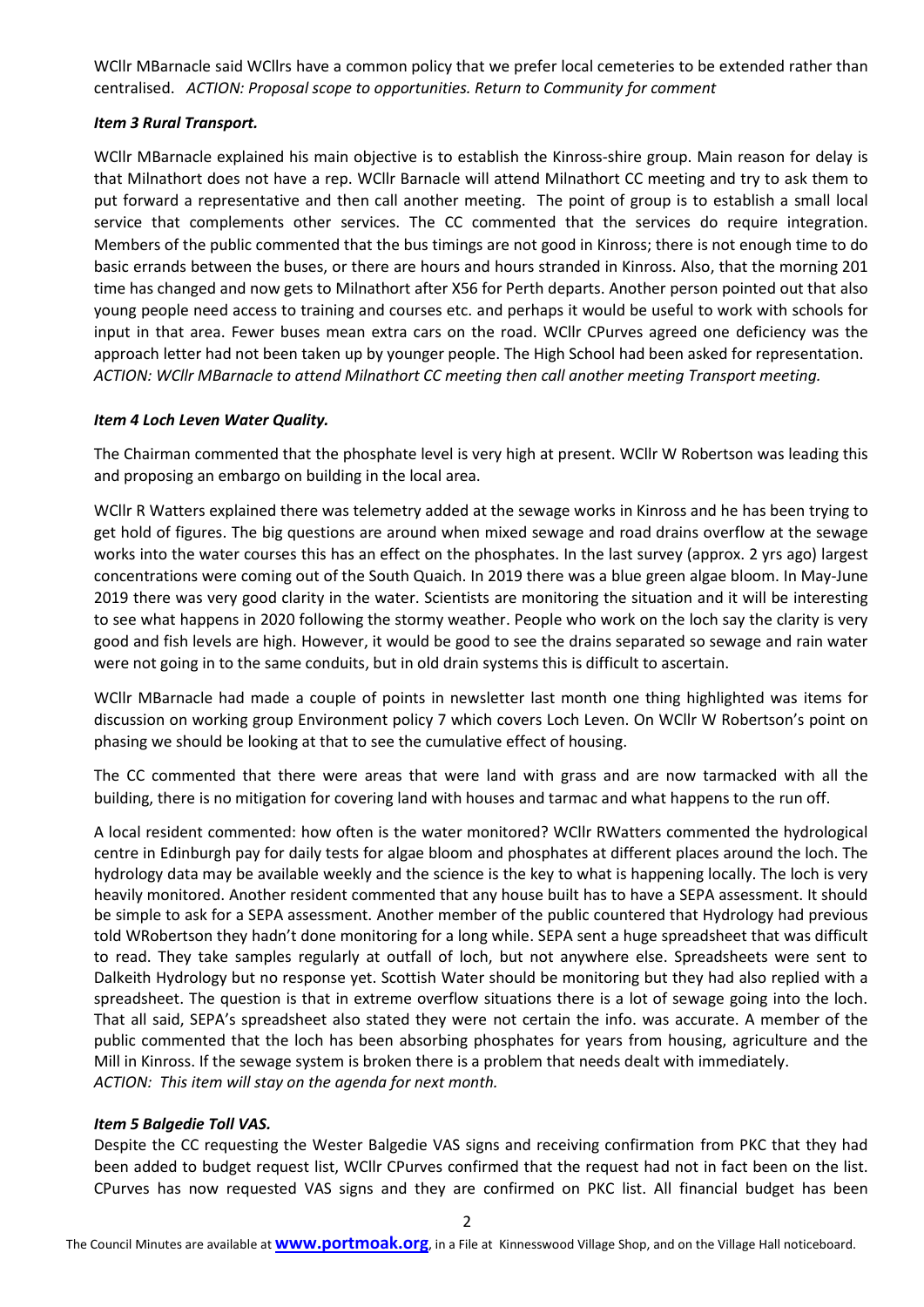WCllr MBarnacle said WCllrs have a common policy that we prefer local cemeteries to be extended rather than centralised. *ACTION: Proposal scope to opportunities. Return to Community for comment*

***Item 3 Rural Transport.***

WCllr MBarnacle explained his main objective is to establish the Kinross-shire group. Main reason for delay is that Milnathort does not have a rep. WCllr Barnacle will attend Milnathort CC meeting and try to ask them to put forward a representative and then call another meeting. The point of group is to establish a small local service that complements other services. The CC commented that the services do require integration. Members of the public commented that the bus timings are not good in Kinross; there is not enough time to do basic errands between the buses, or there are hours and hours stranded in Kinross. Also, that the morning 201 time has changed and now gets to Milnathort after X56 for Perth departs. Another person pointed out that also young people need access to training and courses etc. and perhaps it would be useful to work with schools for input in that area. Fewer buses mean extra cars on the road. WCllr CPurves agreed one deficiency was the approach letter had not been taken up by younger people. The High School had been asked for representation. *ACTION: WCllr MBarnacle to attend Milnathort CC meeting then call another meeting Transport meeting.*

***Item 4 Loch Leven Water Quality.***

The Chairman commented that the phosphate level is very high at present. WCllr W Robertson was leading this and proposing an embargo on building in the local area.

WCllr R Watters explained there was telemetry added at the sewage works in Kinross and he has been trying to get hold of figures. The big questions are around when mixed sewage and road drains overflow at the sewage works into the water courses this has an effect on the phosphates. In the last survey (approx. 2 yrs ago) largest concentrations were coming out of the South Quaich. In 2019 there was a blue green algae bloom. In May-June 2019 there was very good clarity in the water. Scientists are monitoring the situation and it will be interesting to see what happens in 2020 following the stormy weather. People who work on the loch say the clarity is very good and fish levels are high. However, it would be good to see the drains separated so sewage and rain water were not going in to the same conduits, but in old drain systems this is difficult to ascertain.

WCllr MBarnacle had made a couple of points in newsletter last month one thing highlighted was items for discussion on working group Environment policy 7 which covers Loch Leven. On WCllr W Robertson's point on phasing we should be looking at that to see the cumulative effect of housing.

The CC commented that there were areas that were land with grass and are now tarmacked with all the building, there is no mitigation for covering land with houses and tarmac and what happens to the run off.

A local resident commented: how often is the water monitored? WCllr RWatters commented the hydrological centre in Edinburgh pay for daily tests for algae bloom and phosphates at different places around the loch. The hydrology data may be available weekly and the science is the key to what is happening locally. The loch is very heavily monitored. Another resident commented that any house built has to have a SEPA assessment. It should be simple to ask for a SEPA assessment. Another member of the public countered that Hydrology had previous told WRobertson they hadn't done monitoring for a long while. SEPA sent a huge spreadsheet that was difficult to read. They take samples regularly at outfall of loch, but not anywhere else. Spreadsheets were sent to Dalkeith Hydrology but no response yet. Scottish Water should be monitoring but they had also replied with a spreadsheet. The question is that in extreme overflow situations there is a lot of sewage going into the loch. That all said, SEPA's spreadsheet also stated they were not certain the info. was accurate. A member of the public commented that the loch has been absorbing phosphates for years from housing, agriculture and the Mill in Kinross. If the sewage system is broken there is a problem that needs dealt with immediately.
*ACTION: This item will stay on the agenda for next month.*

***Item 5 Balgedie Toll VAS.***

Despite the CC requesting the Wester Balgedie VAS signs and receiving confirmation from PKC that they had been added to budget request list, WCllr CPurves confirmed that the request had not in fact been on the list. CPurves has now requested VAS signs and they are confirmed on PKC list. All financial budget has been

The Council Minutes are available at **www.portmoak.org**, in a File at Kinnesswood Village Shop, and on the Village Hall noticeboard.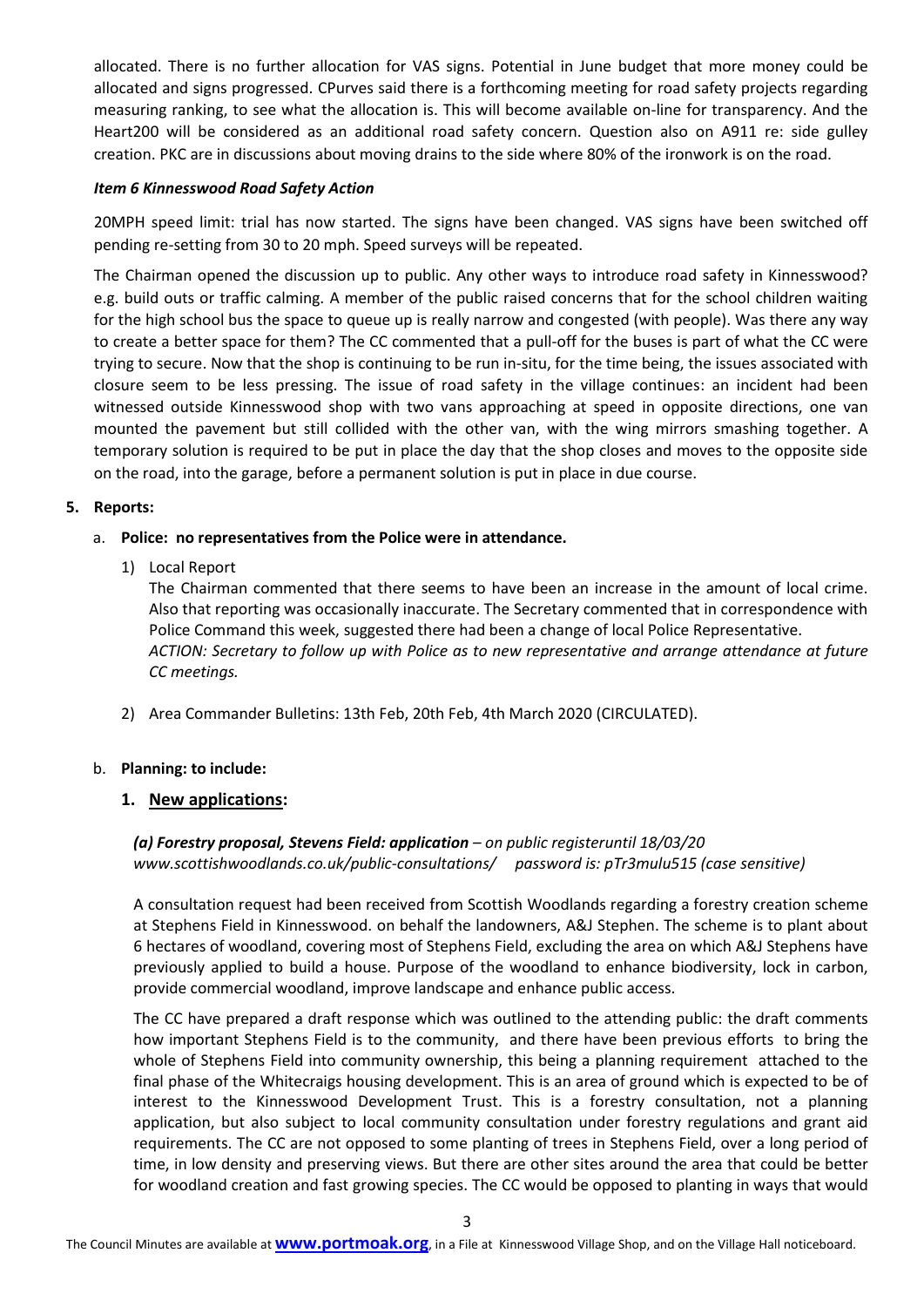allocated. There is no further allocation for VAS signs. Potential in June budget that more money could be allocated and signs progressed. CPurves said there is a forthcoming meeting for road safety projects regarding measuring ranking, to see what the allocation is. This will become available on-line for transparency. And the Heart200 will be considered as an additional road safety concern. Question also on A911 re: side gulley creation. PKC are in discussions about moving drains to the side where 80% of the ironwork is on the road.

***Item 6 Kinnesswood Road Safety Action***

20MPH speed limit: trial has now started. The signs have been changed. VAS signs have been switched off pending re-setting from 30 to 20 mph. Speed surveys will be repeated.

The Chairman opened the discussion up to public. Any other ways to introduce road safety in Kinnesswood? e.g. build outs or traffic calming. A member of the public raised concerns that for the school children waiting for the high school bus the space to queue up is really narrow and congested (with people). Was there any way to create a better space for them? The CC commented that a pull-off for the buses is part of what the CC were trying to secure. Now that the shop is continuing to be run in-situ, for the time being, the issues associated with closure seem to be less pressing. The issue of road safety in the village continues: an incident had been witnessed outside Kinnesswood shop with two vans approaching at speed in opposite directions, one van mounted the pavement but still collided with the other van, with the wing mirrors smashing together. A temporary solution is required to be put in place the day that the shop closes and moves to the opposite side on the road, into the garage, before a permanent solution is put in place in due course.

**5. Reports:**

a. **Police: no representatives from the Police were in attendance.**

1) Local Report
   The Chairman commented that there seems to have been an increase in the amount of local crime. Also that reporting was occasionally inaccurate. The Secretary commented that in correspondence with Police Command this week, suggested there had been a change of local Police Representative.
   *ACTION: Secretary to follow up with Police as to new representative and arrange attendance at future CC meetings.*

2) Area Commander Bulletins: 13th Feb, 20th Feb, 4th March 2020 (CIRCULATED).

b. **Planning: to include:**

### 1. <u>New applications</u>:

***(a) Forestry proposal, Stevens Field: application** – on public registeruntil 18/03/20*
*www.scottishwoodlands.co.uk/public-consultations/    password is: pTr3mulu515 (case sensitive)*

A consultation request had been received from Scottish Woodlands regarding a forestry creation scheme at Stephens Field in Kinnesswood. on behalf the landowners, A&J Stephen. The scheme is to plant about 6 hectares of woodland, covering most of Stephens Field, excluding the area on which A&J Stephens have previously applied to build a house. Purpose of the woodland to enhance biodiversity, lock in carbon, provide commercial woodland, improve landscape and enhance public access.

The CC have prepared a draft response which was outlined to the attending public: the draft comments how important Stephens Field is to the community, and there have been previous efforts to bring the whole of Stephens Field into community ownership, this being a planning requirement attached to the final phase of the Whitecraigs housing development. This is an area of ground which is expected to be of interest to the Kinnesswood Development Trust. This is a forestry consultation, not a planning application, but also subject to local community consultation under forestry regulations and grant aid requirements. The CC are not opposed to some planting of trees in Stephens Field, over a long period of time, in low density and preserving views. But there are other sites around the area that could be better for woodland creation and fast growing species. The CC would be opposed to planting in ways that would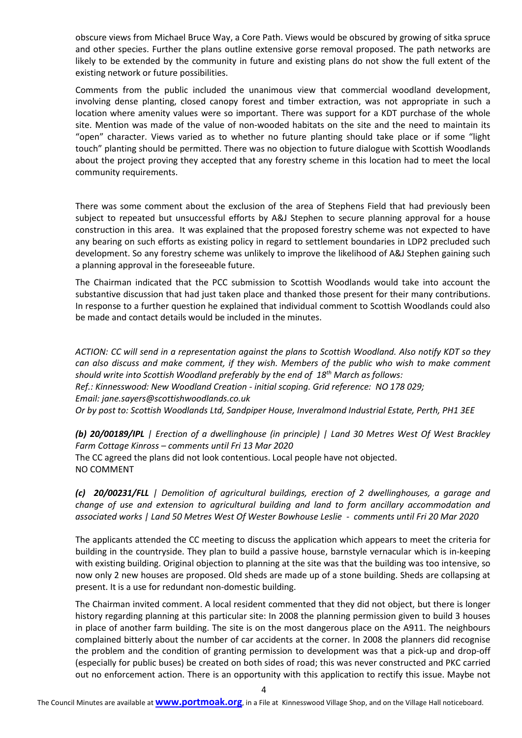obscure views from Michael Bruce Way, a Core Path. Views would be obscured by growing of sitka spruce and other species. Further the plans outline extensive gorse removal proposed. The path networks are likely to be extended by the community in future and existing plans do not show the full extent of the existing network or future possibilities.

Comments from the public included the unanimous view that commercial woodland development, involving dense planting, closed canopy forest and timber extraction, was not appropriate in such a location where amenity values were so important. There was support for a KDT purchase of the whole site. Mention was made of the value of non-wooded habitats on the site and the need to maintain its "open" character. Views varied as to whether no future planting should take place or if some "light touch" planting should be permitted. There was no objection to future dialogue with Scottish Woodlands about the project proving they accepted that any forestry scheme in this location had to meet the local community requirements.

There was some comment about the exclusion of the area of Stephens Field that had previously been subject to repeated but unsuccessful efforts by A&J Stephen to secure planning approval for a house construction in this area. It was explained that the proposed forestry scheme was not expected to have any bearing on such efforts as existing policy in regard to settlement boundaries in LDP2 precluded such development. So any forestry scheme was unlikely to improve the likelihood of A&J Stephen gaining such a planning approval in the foreseeable future.

The Chairman indicated that the PCC submission to Scottish Woodlands would take into account the substantive discussion that had just taken place and thanked those present for their many contributions. In response to a further question he explained that individual comment to Scottish Woodlands could also be made and contact details would be included in the minutes.

*ACTION: CC will send in a representation against the plans to Scottish Woodland. Also notify KDT so they can also discuss and make comment, if they wish. Members of the public who wish to make comment should write into Scottish Woodland preferably by the end of 18th March as follows:*
*Ref.: Kinnesswood: New Woodland Creation - initial scoping. Grid reference: NO 178 029;*
*Email: jane.sayers@scottishwoodlands.co.uk*
*Or by post to: Scottish Woodlands Ltd, Sandpiper House, Inveralmond Industrial Estate, Perth, PH1 3EE*

***(b) 20/00189/IPL** | Erection of a dwellinghouse (in principle) | Land 30 Metres West Of West Brackley Farm Cottage Kinross – comments until Fri 13 Mar 2020*

The CC agreed the plans did not look contentious. Local people have not objected.
NO COMMENT

***(c) 20/00231/FLL** | Demolition of agricultural buildings, erection of 2 dwellinghouses, a garage and change of use and extension to agricultural building and land to form ancillary accommodation and associated works | Land 50 Metres West Of Wester Bowhouse Leslie - comments until Fri 20 Mar 2020*

The applicants attended the CC meeting to discuss the application which appears to meet the criteria for building in the countryside. They plan to build a passive house, barnstyle vernacular which is in-keeping with existing building. Original objection to planning at the site was that the building was too intensive, so now only 2 new houses are proposed. Old sheds are made up of a stone building. Sheds are collapsing at present. It is a use for redundant non-domestic building.

The Chairman invited comment. A local resident commented that they did not object, but there is longer history regarding planning at this particular site: In 2008 the planning permission given to build 3 houses in place of another farm building. The site is on the most dangerous place on the A911. The neighbours complained bitterly about the number of car accidents at the corner. In 2008 the planners did recognise the problem and the condition of granting permission to development was that a pick-up and drop-off (especially for public buses) be created on both sides of road; this was never constructed and PKC carried out no enforcement action. There is an opportunity with this application to rectify this issue. Maybe not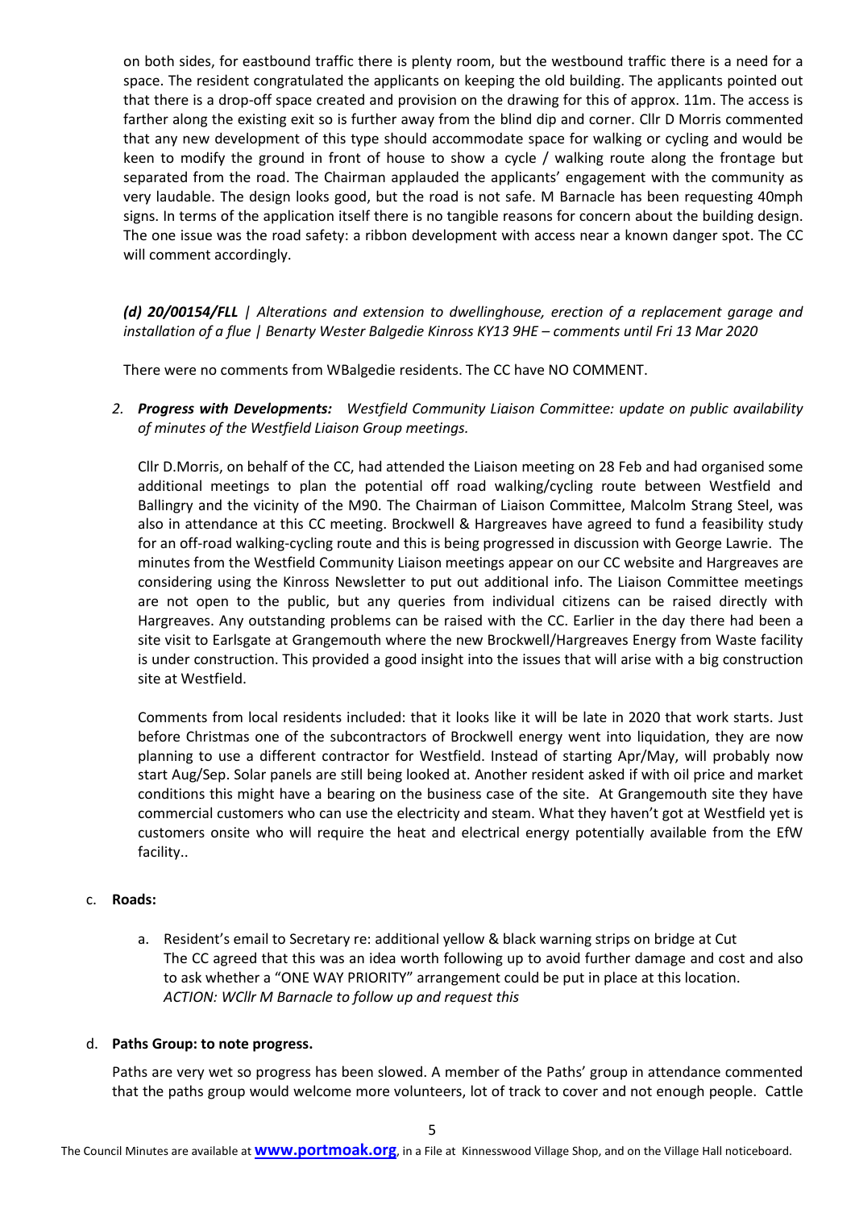on both sides, for eastbound traffic there is plenty room, but the westbound traffic there is a need for a space. The resident congratulated the applicants on keeping the old building. The applicants pointed out that there is a drop-off space created and provision on the drawing for this of approx. 11m. The access is farther along the existing exit so is further away from the blind dip and corner. Cllr D Morris commented that any new development of this type should accommodate space for walking or cycling and would be keen to modify the ground in front of house to show a cycle / walking route along the frontage but separated from the road. The Chairman applauded the applicants' engagement with the community as very laudable. The design looks good, but the road is not safe. M Barnacle has been requesting 40mph signs. In terms of the application itself there is no tangible reasons for concern about the building design. The one issue was the road safety: a ribbon development with access near a known danger spot. The CC will comment accordingly.

***(d) 20/00154/FLL*** *| Alterations and extension to dwellinghouse, erection of a replacement garage and installation of a flue | Benarty Wester Balgedie Kinross KY13 9HE – comments until Fri 13 Mar 2020*

There were no comments from WBalgedie residents. The CC have NO COMMENT.

2. ***Progress with Developments:*** *Westfield Community Liaison Committee: update on public availability of minutes of the Westfield Liaison Group meetings.*

   Cllr D.Morris, on behalf of the CC, had attended the Liaison meeting on 28 Feb and had organised some additional meetings to plan the potential off road walking/cycling route between Westfield and Ballingry and the vicinity of the M90. The Chairman of Liaison Committee, Malcolm Strang Steel, was also in attendance at this CC meeting. Brockwell & Hargreaves have agreed to fund a feasibility study for an off-road walking-cycling route and this is being progressed in discussion with George Lawrie. The minutes from the Westfield Community Liaison meetings appear on our CC website and Hargreaves are considering using the Kinross Newsletter to put out additional info. The Liaison Committee meetings are not open to the public, but any queries from individual citizens can be raised directly with Hargreaves. Any outstanding problems can be raised with the CC. Earlier in the day there had been a site visit to Earlsgate at Grangemouth where the new Brockwell/Hargreaves Energy from Waste facility is under construction. This provided a good insight into the issues that will arise with a big construction site at Westfield.

   Comments from local residents included: that it looks like it will be late in 2020 that work starts. Just before Christmas one of the subcontractors of Brockwell energy went into liquidation, they are now planning to use a different contractor for Westfield. Instead of starting Apr/May, will probably now start Aug/Sep. Solar panels are still being looked at. Another resident asked if with oil price and market conditions this might have a bearing on the business case of the site. At Grangemouth site they have commercial customers who can use the electricity and steam. What they haven't got at Westfield yet is customers onsite who will require the heat and electrical energy potentially available from the EfW facility..

c. **Roads:**

   a. Resident's email to Secretary re: additional yellow & black warning strips on bridge at Cut
   The CC agreed that this was an idea worth following up to avoid further damage and cost and also to ask whether a "ONE WAY PRIORITY" arrangement could be put in place at this location.
   *ACTION: WCllr M Barnacle to follow up and request this*

d. **Paths Group: to note progress.**

   Paths are very wet so progress has been slowed. A member of the Paths' group in attendance commented that the paths group would welcome more volunteers, lot of track to cover and not enough people. Cattle

The Council Minutes are available at **www.portmoak.org**, in a File at Kinnesswood Village Shop, and on the Village Hall noticeboard.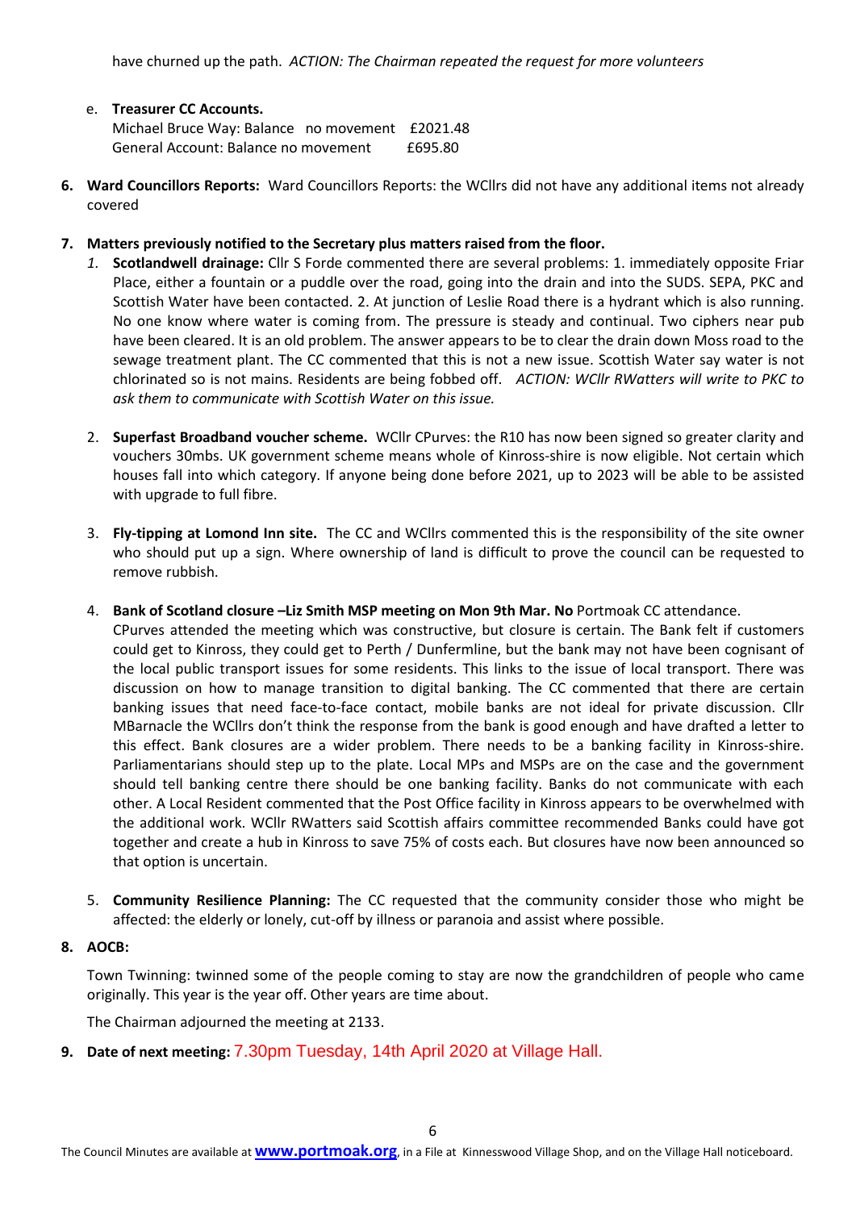have churned up the path. *ACTION: The Chairman repeated the request for more volunteers*

e. **Treasurer CC Accounts.**
   Michael Bruce Way: Balance no movement £2021.48
   General Account: Balance no movement £695.80

**6. Ward Councillors Reports:** Ward Councillors Reports: the WCllrs did not have any additional items not already covered

**7. Matters previously notified to the Secretary plus matters raised from the floor.**

1. **Scotlandwell drainage:** Cllr S Forde commented there are several problems: 1. immediately opposite Friar Place, either a fountain or a puddle over the road, going into the drain and into the SUDS. SEPA, PKC and Scottish Water have been contacted. 2. At junction of Leslie Road there is a hydrant which is also running. No one know where water is coming from. The pressure is steady and continual. Two ciphers near pub have been cleared. It is an old problem. The answer appears to be to clear the drain down Moss road to the sewage treatment plant. The CC commented that this is not a new issue. Scottish Water say water is not chlorinated so is not mains. Residents are being fobbed off. *ACTION: WCllr RWatters will write to PKC to ask them to communicate with Scottish Water on this issue.*

2. **Superfast Broadband voucher scheme.** WCllr CPurves: the R10 has now been signed so greater clarity and vouchers 30mbs. UK government scheme means whole of Kinross-shire is now eligible. Not certain which houses fall into which category. If anyone being done before 2021, up to 2023 will be able to be assisted with upgrade to full fibre.

3. **Fly-tipping at Lomond Inn site.** The CC and WCllrs commented this is the responsibility of the site owner who should put up a sign. Where ownership of land is difficult to prove the council can be requested to remove rubbish.

4. **Bank of Scotland closure –Liz Smith MSP meeting on Mon 9th Mar. No** Portmoak CC attendance.
   CPurves attended the meeting which was constructive, but closure is certain. The Bank felt if customers could get to Kinross, they could get to Perth / Dunfermline, but the bank may not have been cognisant of the local public transport issues for some residents. This links to the issue of local transport. There was discussion on how to manage transition to digital banking. The CC commented that there are certain banking issues that need face-to-face contact, mobile banks are not ideal for private discussion. Cllr MBarnacle the WCllrs don't think the response from the bank is good enough and have drafted a letter to this effect. Bank closures are a wider problem. There needs to be a banking facility in Kinross-shire. Parliamentarians should step up to the plate. Local MPs and MSPs are on the case and the government should tell banking centre there should be one banking facility. Banks do not communicate with each other. A Local Resident commented that the Post Office facility in Kinross appears to be overwhelmed with the additional work. WCllr RWatters said Scottish affairs committee recommended Banks could have got together and create a hub in Kinross to save 75% of costs each. But closures have now been announced so that option is uncertain.

5. **Community Resilience Planning:** The CC requested that the community consider those who might be affected: the elderly or lonely, cut-off by illness or paranoia and assist where possible.

**8. AOCB:**

Town Twinning: twinned some of the people coming to stay are now the grandchildren of people who came originally. This year is the year off. Other years are time about.

The Chairman adjourned the meeting at 2133.

**9. Date of next meeting:** 7.30pm Tuesday, 14th April 2020 at Village Hall.

The Council Minutes are available at **www.portmoak.org**, in a File at Kinnesswood Village Shop, and on the Village Hall noticeboard.